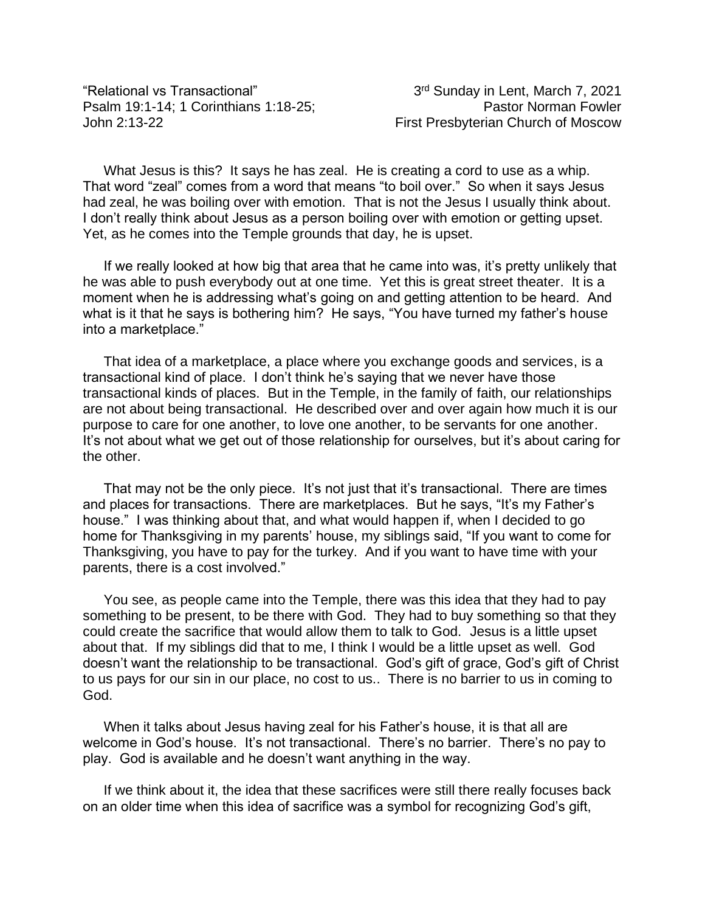"Relational vs Transactional"
Psalm 19:1-14; 1 Corinthians 1:18-25;
John 2:13-22

3rd Sunday in Lent, March 7, 2021
Pastor Norman Fowler
First Presbyterian Church of Moscow

What Jesus is this? It says he has zeal. He is creating a cord to use as a whip. That word "zeal" comes from a word that means "to boil over." So when it says Jesus had zeal, he was boiling over with emotion. That is not the Jesus I usually think about. I don't really think about Jesus as a person boiling over with emotion or getting upset. Yet, as he comes into the Temple grounds that day, he is upset.

If we really looked at how big that area that he came into was, it's pretty unlikely that he was able to push everybody out at one time. Yet this is great street theater. It is a moment when he is addressing what's going on and getting attention to be heard. And what is it that he says is bothering him? He says, "You have turned my father's house into a marketplace."

That idea of a marketplace, a place where you exchange goods and services, is a transactional kind of place. I don't think he's saying that we never have those transactional kinds of places. But in the Temple, in the family of faith, our relationships are not about being transactional. He described over and over again how much it is our purpose to care for one another, to love one another, to be servants for one another. It's not about what we get out of those relationship for ourselves, but it's about caring for the other.

That may not be the only piece. It's not just that it's transactional. There are times and places for transactions. There are marketplaces. But he says, "It's my Father's house." I was thinking about that, and what would happen if, when I decided to go home for Thanksgiving in my parents' house, my siblings said, "If you want to come for Thanksgiving, you have to pay for the turkey. And if you want to have time with your parents, there is a cost involved."

You see, as people came into the Temple, there was this idea that they had to pay something to be present, to be there with God. They had to buy something so that they could create the sacrifice that would allow them to talk to God. Jesus is a little upset about that. If my siblings did that to me, I think I would be a little upset as well. God doesn't want the relationship to be transactional. God's gift of grace, God's gift of Christ to us pays for our sin in our place, no cost to us.. There is no barrier to us in coming to God.

When it talks about Jesus having zeal for his Father's house, it is that all are welcome in God's house. It's not transactional. There's no barrier. There's no pay to play. God is available and he doesn't want anything in the way.

If we think about it, the idea that these sacrifices were still there really focuses back on an older time when this idea of sacrifice was a symbol for recognizing God's gift,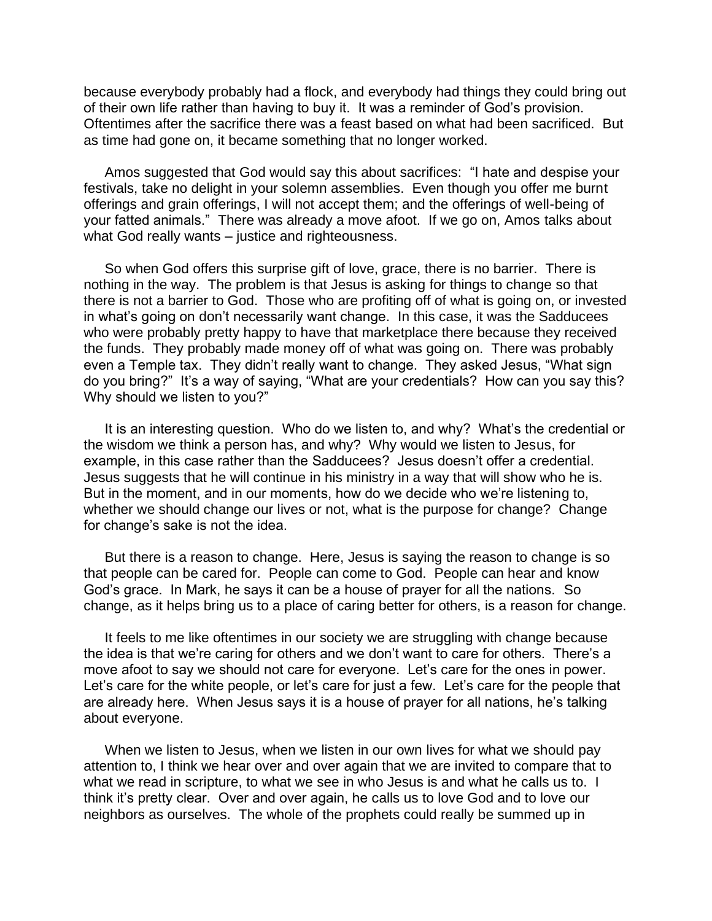because everybody probably had a flock, and everybody had things they could bring out of their own life rather than having to buy it. It was a reminder of God's provision. Oftentimes after the sacrifice there was a feast based on what had been sacrificed. But as time had gone on, it became something that no longer worked.

Amos suggested that God would say this about sacrifices: "I hate and despise your festivals, take no delight in your solemn assemblies. Even though you offer me burnt offerings and grain offerings, I will not accept them; and the offerings of well-being of your fatted animals." There was already a move afoot. If we go on, Amos talks about what God really wants – justice and righteousness.

So when God offers this surprise gift of love, grace, there is no barrier. There is nothing in the way. The problem is that Jesus is asking for things to change so that there is not a barrier to God. Those who are profiting off of what is going on, or invested in what's going on don't necessarily want change. In this case, it was the Sadducees who were probably pretty happy to have that marketplace there because they received the funds. They probably made money off of what was going on. There was probably even a Temple tax. They didn't really want to change. They asked Jesus, "What sign do you bring?" It's a way of saying, "What are your credentials? How can you say this? Why should we listen to you?"

It is an interesting question. Who do we listen to, and why? What's the credential or the wisdom we think a person has, and why? Why would we listen to Jesus, for example, in this case rather than the Sadducees? Jesus doesn't offer a credential. Jesus suggests that he will continue in his ministry in a way that will show who he is. But in the moment, and in our moments, how do we decide who we're listening to, whether we should change our lives or not, what is the purpose for change? Change for change's sake is not the idea.

But there is a reason to change. Here, Jesus is saying the reason to change is so that people can be cared for. People can come to God. People can hear and know God's grace. In Mark, he says it can be a house of prayer for all the nations. So change, as it helps bring us to a place of caring better for others, is a reason for change.

It feels to me like oftentimes in our society we are struggling with change because the idea is that we're caring for others and we don't want to care for others. There's a move afoot to say we should not care for everyone. Let's care for the ones in power. Let's care for the white people, or let's care for just a few. Let's care for the people that are already here. When Jesus says it is a house of prayer for all nations, he's talking about everyone.

When we listen to Jesus, when we listen in our own lives for what we should pay attention to, I think we hear over and over again that we are invited to compare that to what we read in scripture, to what we see in who Jesus is and what he calls us to. I think it's pretty clear. Over and over again, he calls us to love God and to love our neighbors as ourselves. The whole of the prophets could really be summed up in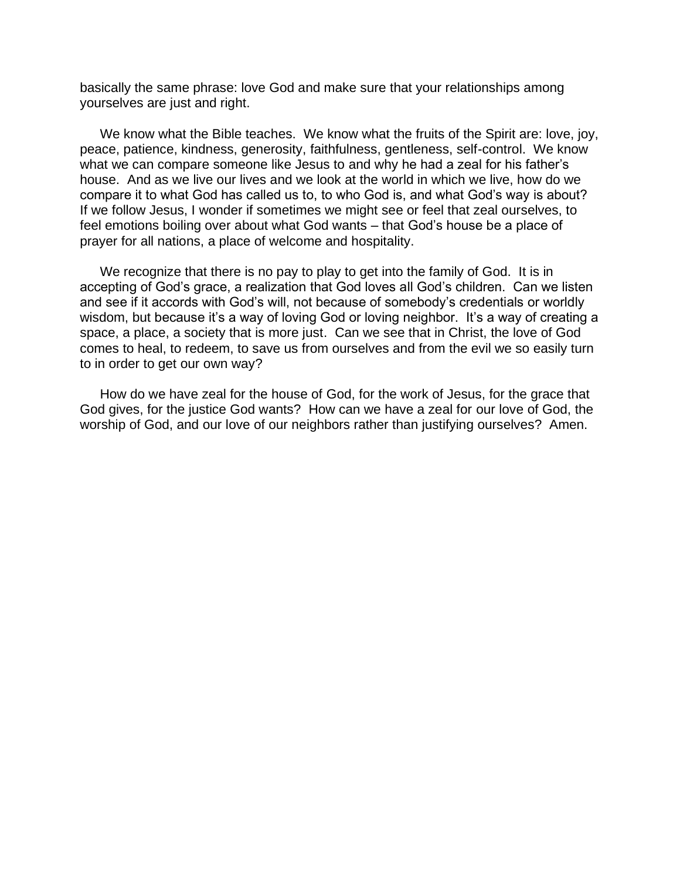basically the same phrase: love God and make sure that your relationships among yourselves are just and right.

We know what the Bible teaches. We know what the fruits of the Spirit are: love, joy, peace, patience, kindness, generosity, faithfulness, gentleness, self-control. We know what we can compare someone like Jesus to and why he had a zeal for his father's house. And as we live our lives and we look at the world in which we live, how do we compare it to what God has called us to, to who God is, and what God's way is about? If we follow Jesus, I wonder if sometimes we might see or feel that zeal ourselves, to feel emotions boiling over about what God wants – that God's house be a place of prayer for all nations, a place of welcome and hospitality.

We recognize that there is no pay to play to get into the family of God. It is in accepting of God's grace, a realization that God loves all God's children. Can we listen and see if it accords with God's will, not because of somebody's credentials or worldly wisdom, but because it's a way of loving God or loving neighbor. It's a way of creating a space, a place, a society that is more just. Can we see that in Christ, the love of God comes to heal, to redeem, to save us from ourselves and from the evil we so easily turn to in order to get our own way?

How do we have zeal for the house of God, for the work of Jesus, for the grace that God gives, for the justice God wants? How can we have a zeal for our love of God, the worship of God, and our love of our neighbors rather than justifying ourselves? Amen.